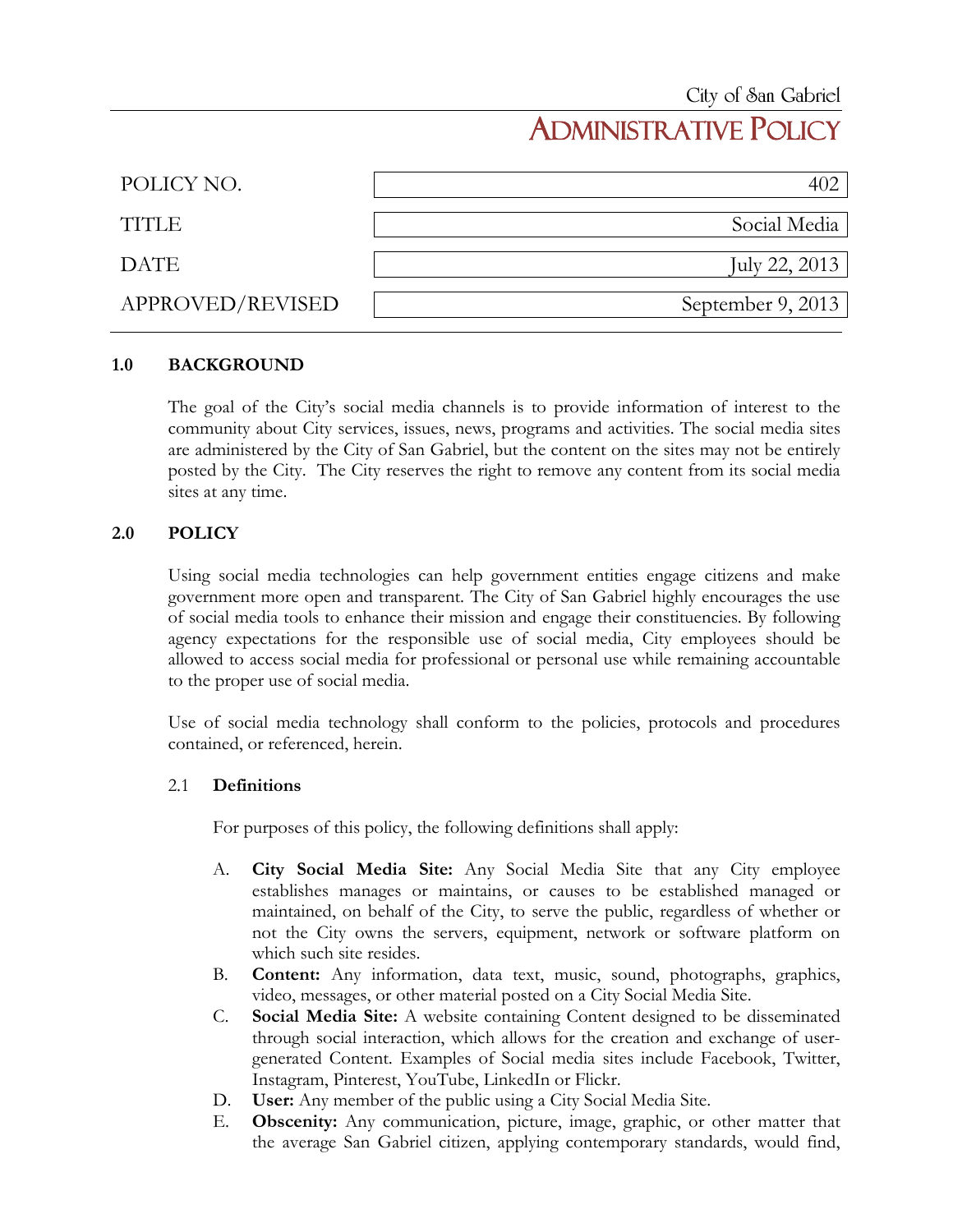City of San Gabriel

# ADMINISTRATIVE POLICY

| | |
|---|---|
| POLICY NO. | 402 |
| TITLE | Social Media |
| DATE | July 22, 2013 |
| APPROVED/REVISED | September 9, 2013 |

## 1.0 BACKGROUND

The goal of the City's social media channels is to provide information of interest to the community about City services, issues, news, programs and activities. The social media sites are administered by the City of San Gabriel, but the content on the sites may not be entirely posted by the City. The City reserves the right to remove any content from its social media sites at any time.

## 2.0 POLICY

Using social media technologies can help government entities engage citizens and make government more open and transparent. The City of San Gabriel highly encourages the use of social media tools to enhance their mission and engage their constituencies. By following agency expectations for the responsible use of social media, City employees should be allowed to access social media for professional or personal use while remaining accountable to the proper use of social media.

Use of social media technology shall conform to the policies, protocols and procedures contained, or referenced, herein.

### 2.1 Definitions

For purposes of this policy, the following definitions shall apply:

A. **City Social Media Site:** Any Social Media Site that any City employee establishes manages or maintains, or causes to be established managed or maintained, on behalf of the City, to serve the public, regardless of whether or not the City owns the servers, equipment, network or software platform on which such site resides.

B. **Content:** Any information, data text, music, sound, photographs, graphics, video, messages, or other material posted on a City Social Media Site.

C. **Social Media Site:** A website containing Content designed to be disseminated through social interaction, which allows for the creation and exchange of user-generated Content. Examples of Social media sites include Facebook, Twitter, Instagram, Pinterest, YouTube, LinkedIn or Flickr.

D. **User:** Any member of the public using a City Social Media Site.

E. **Obscenity:** Any communication, picture, image, graphic, or other matter that the average San Gabriel citizen, applying contemporary standards, would find,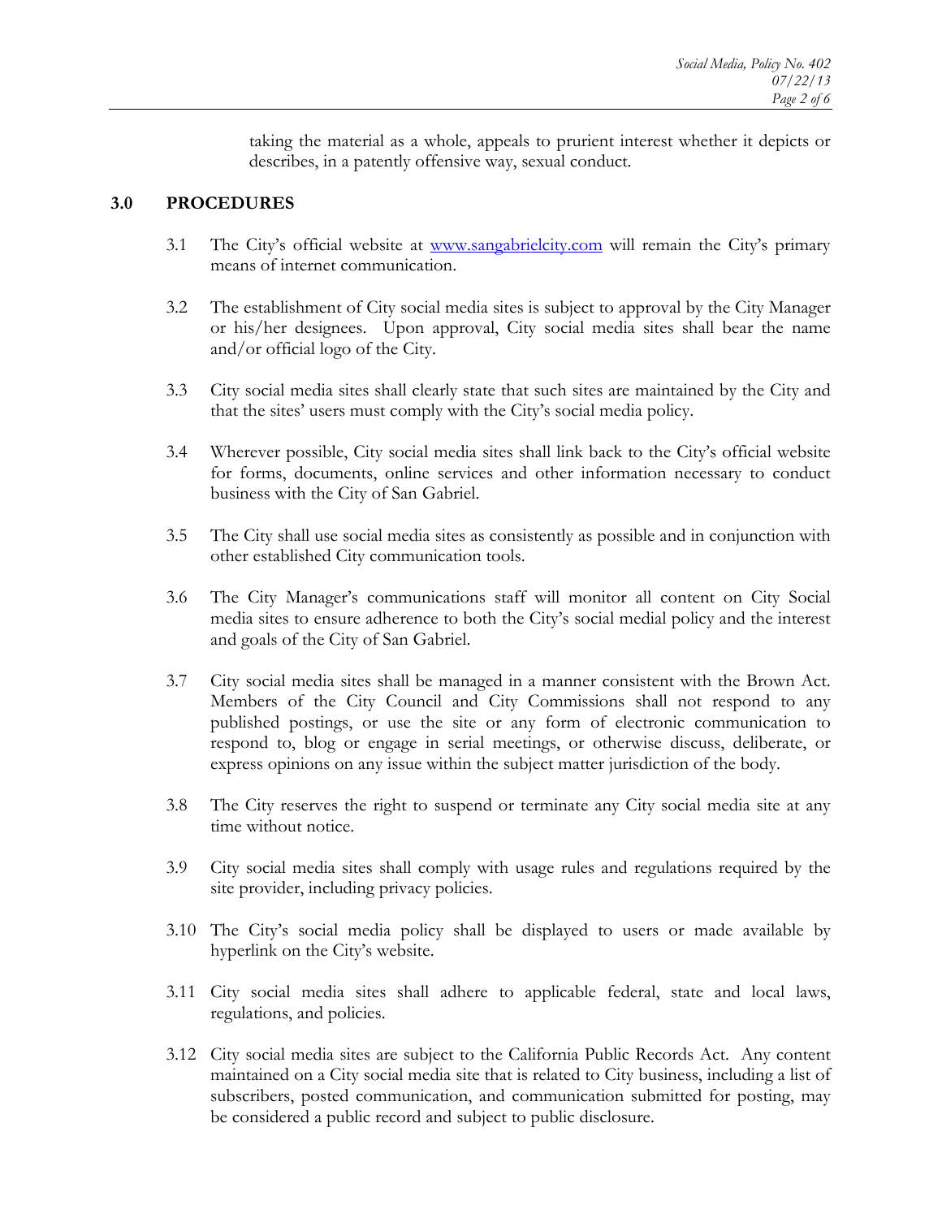taking the material as a whole, appeals to prurient interest whether it depicts or describes, in a patently offensive way, sexual conduct.

## 3.0 PROCEDURES

3.1 The City's official website at [www.sangabrielcity.com](http://www.sangabrielcity.com) will remain the City's primary means of internet communication.

3.2 The establishment of City social media sites is subject to approval by the City Manager or his/her designees. Upon approval, City social media sites shall bear the name and/or official logo of the City.

3.3 City social media sites shall clearly state that such sites are maintained by the City and that the sites' users must comply with the City's social media policy.

3.4 Wherever possible, City social media sites shall link back to the City's official website for forms, documents, online services and other information necessary to conduct business with the City of San Gabriel.

3.5 The City shall use social media sites as consistently as possible and in conjunction with other established City communication tools.

3.6 The City Manager's communications staff will monitor all content on City Social media sites to ensure adherence to both the City's social medial policy and the interest and goals of the City of San Gabriel.

3.7 City social media sites shall be managed in a manner consistent with the Brown Act. Members of the City Council and City Commissions shall not respond to any published postings, or use the site or any form of electronic communication to respond to, blog or engage in serial meetings, or otherwise discuss, deliberate, or express opinions on any issue within the subject matter jurisdiction of the body.

3.8 The City reserves the right to suspend or terminate any City social media site at any time without notice.

3.9 City social media sites shall comply with usage rules and regulations required by the site provider, including privacy policies.

3.10 The City's social media policy shall be displayed to users or made available by hyperlink on the City's website.

3.11 City social media sites shall adhere to applicable federal, state and local laws, regulations, and policies.

3.12 City social media sites are subject to the California Public Records Act. Any content maintained on a City social media site that is related to City business, including a list of subscribers, posted communication, and communication submitted for posting, may be considered a public record and subject to public disclosure.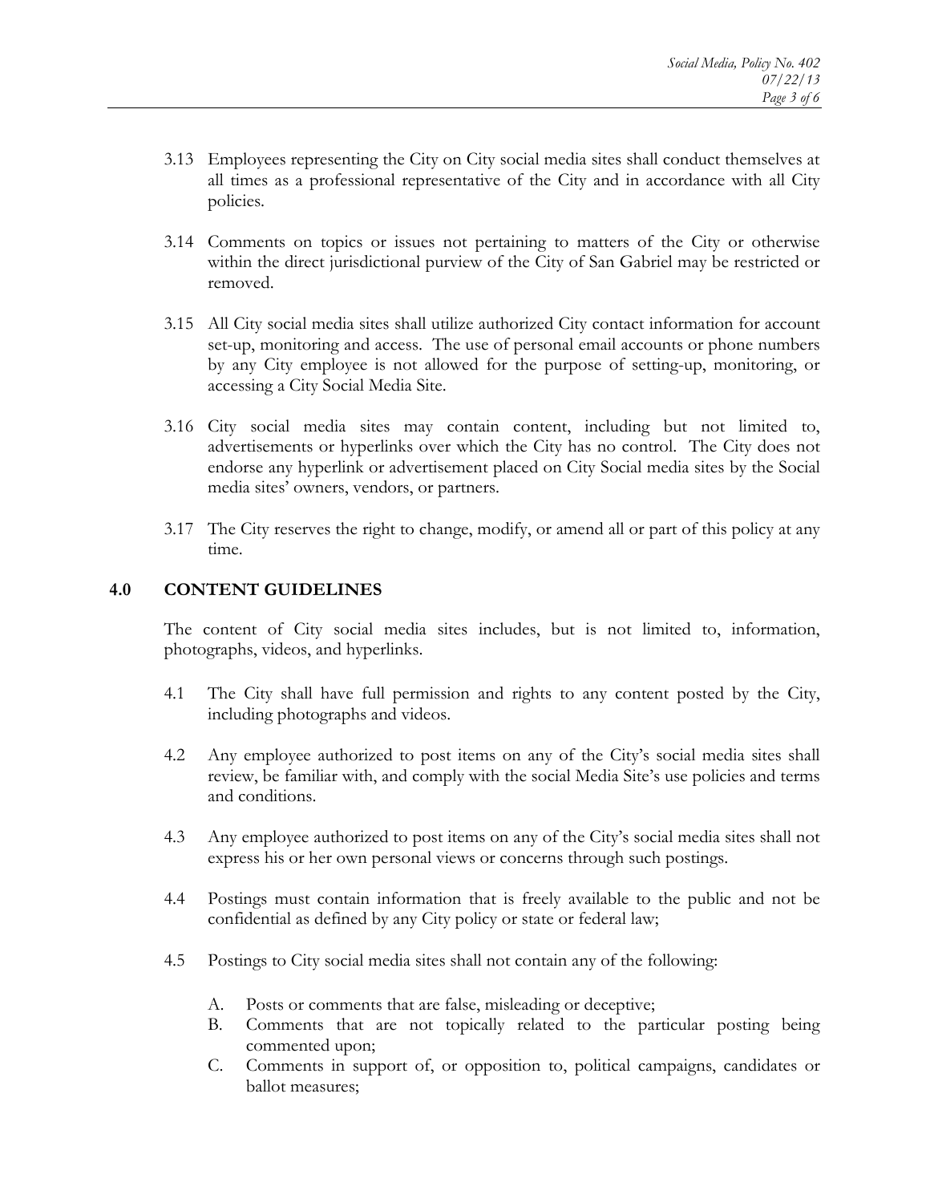3.13 Employees representing the City on City social media sites shall conduct themselves at all times as a professional representative of the City and in accordance with all City policies.

3.14 Comments on topics or issues not pertaining to matters of the City or otherwise within the direct jurisdictional purview of the City of San Gabriel may be restricted or removed.

3.15 All City social media sites shall utilize authorized City contact information for account set-up, monitoring and access. The use of personal email accounts or phone numbers by any City employee is not allowed for the purpose of setting-up, monitoring, or accessing a City Social Media Site.

3.16 City social media sites may contain content, including but not limited to, advertisements or hyperlinks over which the City has no control. The City does not endorse any hyperlink or advertisement placed on City Social media sites by the Social media sites' owners, vendors, or partners.

3.17 The City reserves the right to change, modify, or amend all or part of this policy at any time.

## 4.0 CONTENT GUIDELINES

The content of City social media sites includes, but is not limited to, information, photographs, videos, and hyperlinks.

4.1 The City shall have full permission and rights to any content posted by the City, including photographs and videos.

4.2 Any employee authorized to post items on any of the City's social media sites shall review, be familiar with, and comply with the social Media Site's use policies and terms and conditions.

4.3 Any employee authorized to post items on any of the City's social media sites shall not express his or her own personal views or concerns through such postings.

4.4 Postings must contain information that is freely available to the public and not be confidential as defined by any City policy or state or federal law;

4.5 Postings to City social media sites shall not contain any of the following:

A. Posts or comments that are false, misleading or deceptive;
B. Comments that are not topically related to the particular posting being commented upon;
C. Comments in support of, or opposition to, political campaigns, candidates or ballot measures;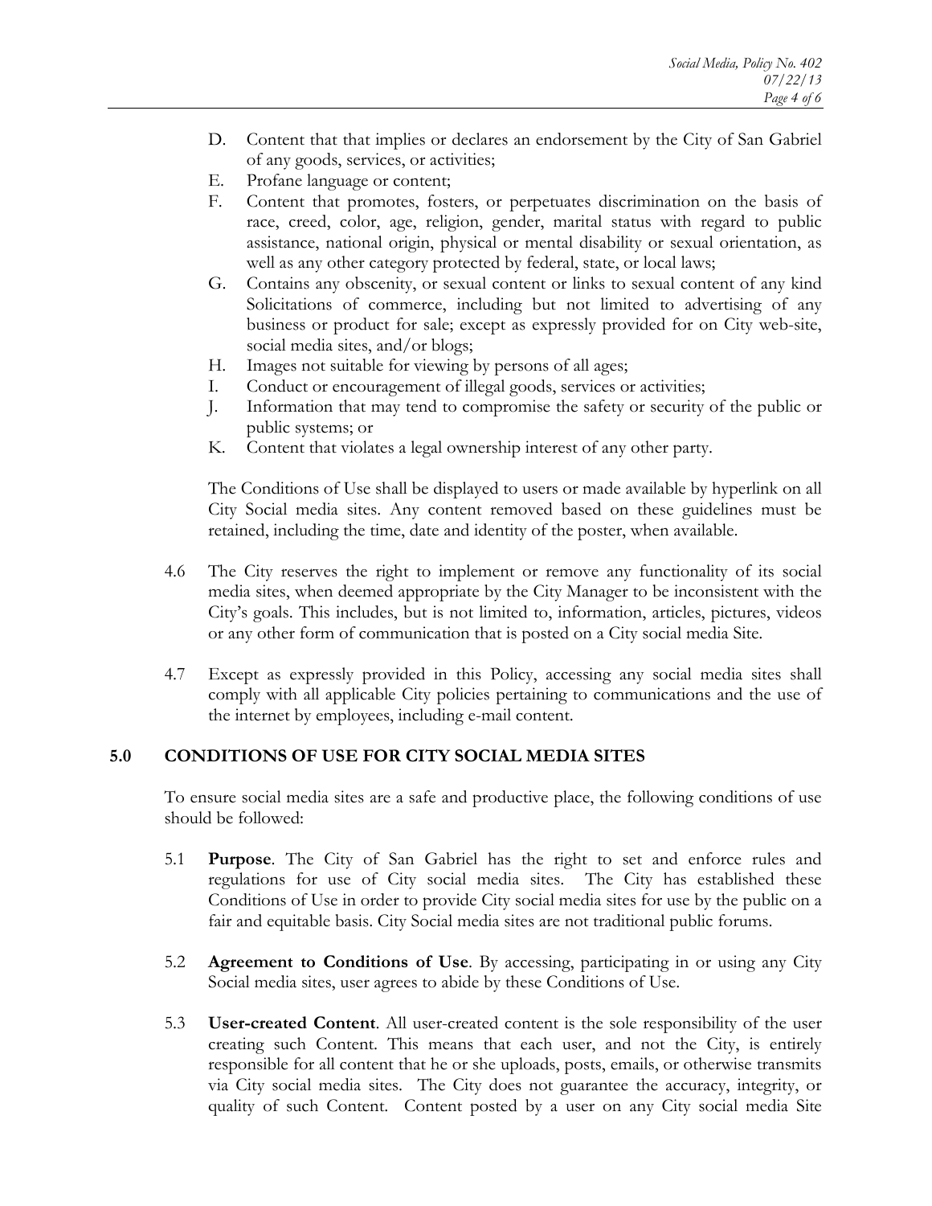D. Content that that implies or declares an endorsement by the City of San Gabriel of any goods, services, or activities;

E. Profane language or content;

F. Content that promotes, fosters, or perpetuates discrimination on the basis of race, creed, color, age, religion, gender, marital status with regard to public assistance, national origin, physical or mental disability or sexual orientation, as well as any other category protected by federal, state, or local laws;

G. Contains any obscenity, or sexual content or links to sexual content of any kind Solicitations of commerce, including but not limited to advertising of any business or product for sale; except as expressly provided for on City web-site, social media sites, and/or blogs;

H. Images not suitable for viewing by persons of all ages;

I. Conduct or encouragement of illegal goods, services or activities;

J. Information that may tend to compromise the safety or security of the public or public systems; or

K. Content that violates a legal ownership interest of any other party.

The Conditions of Use shall be displayed to users or made available by hyperlink on all City Social media sites. Any content removed based on these guidelines must be retained, including the time, date and identity of the poster, when available.

4.6 The City reserves the right to implement or remove any functionality of its social media sites, when deemed appropriate by the City Manager to be inconsistent with the City's goals. This includes, but is not limited to, information, articles, pictures, videos or any other form of communication that is posted on a City social media Site.

4.7 Except as expressly provided in this Policy, accessing any social media sites shall comply with all applicable City policies pertaining to communications and the use of the internet by employees, including e-mail content.

## 5.0 CONDITIONS OF USE FOR CITY SOCIAL MEDIA SITES

To ensure social media sites are a safe and productive place, the following conditions of use should be followed:

5.1 **Purpose**. The City of San Gabriel has the right to set and enforce rules and regulations for use of City social media sites. The City has established these Conditions of Use in order to provide City social media sites for use by the public on a fair and equitable basis. City Social media sites are not traditional public forums.

5.2 **Agreement to Conditions of Use**. By accessing, participating in or using any City Social media sites, user agrees to abide by these Conditions of Use.

5.3 **User-created Content**. All user-created content is the sole responsibility of the user creating such Content. This means that each user, and not the City, is entirely responsible for all content that he or she uploads, posts, emails, or otherwise transmits via City social media sites. The City does not guarantee the accuracy, integrity, or quality of such Content. Content posted by a user on any City social media Site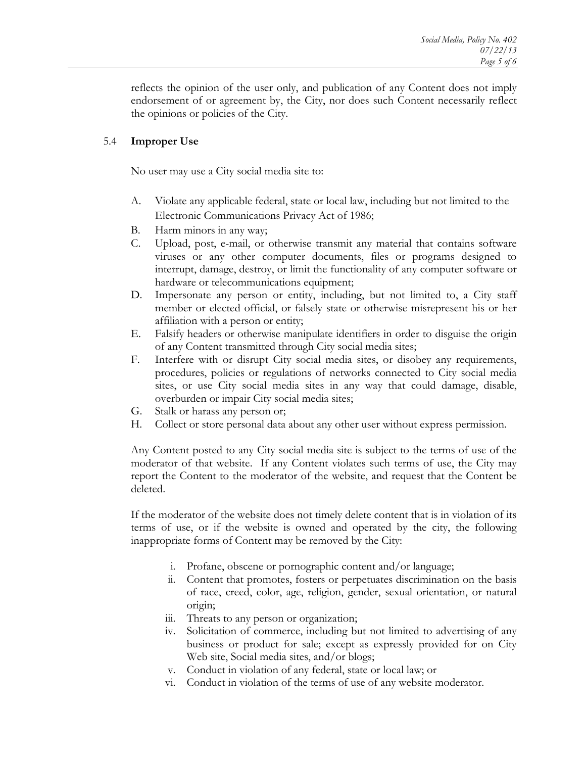reflects the opinion of the user only, and publication of any Content does not imply endorsement of or agreement by, the City, nor does such Content necessarily reflect the opinions or policies of the City.

### 5.4 **Improper Use**

No user may use a City social media site to:

A. Violate any applicable federal, state or local law, including but not limited to the Electronic Communications Privacy Act of 1986;

B. Harm minors in any way;

C. Upload, post, e-mail, or otherwise transmit any material that contains software viruses or any other computer documents, files or programs designed to interrupt, damage, destroy, or limit the functionality of any computer software or hardware or telecommunications equipment;

D. Impersonate any person or entity, including, but not limited to, a City staff member or elected official, or falsely state or otherwise misrepresent his or her affiliation with a person or entity;

E. Falsify headers or otherwise manipulate identifiers in order to disguise the origin of any Content transmitted through City social media sites;

F. Interfere with or disrupt City social media sites, or disobey any requirements, procedures, policies or regulations of networks connected to City social media sites, or use City social media sites in any way that could damage, disable, overburden or impair City social media sites;

G. Stalk or harass any person or;

H. Collect or store personal data about any other user without express permission.

Any Content posted to any City social media site is subject to the terms of use of the moderator of that website. If any Content violates such terms of use, the City may report the Content to the moderator of the website, and request that the Content be deleted.

If the moderator of the website does not timely delete content that is in violation of its terms of use, or if the website is owned and operated by the city, the following inappropriate forms of Content may be removed by the City:

i. Profane, obscene or pornographic content and/or language;

ii. Content that promotes, fosters or perpetuates discrimination on the basis of race, creed, color, age, religion, gender, sexual orientation, or natural origin;

iii. Threats to any person or organization;

iv. Solicitation of commerce, including but not limited to advertising of any business or product for sale; except as expressly provided for on City Web site, Social media sites, and/or blogs;

v. Conduct in violation of any federal, state or local law; or

vi. Conduct in violation of the terms of use of any website moderator.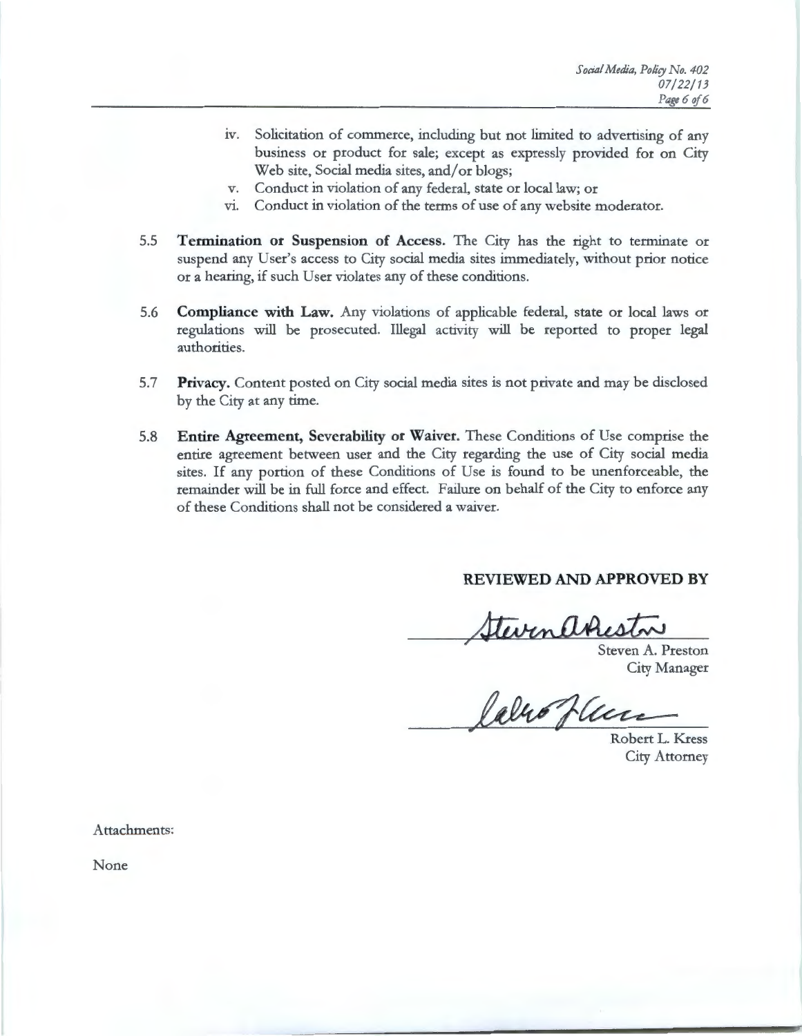iv. Solicitation of commerce, including but not limited to advertising of any business or product for sale; except as expressly provided for on City Web site, Social media sites, and/or blogs;

v. Conduct in violation of any federal, state or local law; or

vi. Conduct in violation of the terms of use of any website moderator.

5.5 **Termination or Suspension of Access.** The City has the right to terminate or suspend any User's access to City social media sites immediately, without prior notice or a hearing, if such User violates any of these conditions.

5.6 **Compliance with Law.** Any violations of applicable federal, state or local laws or regulations will be prosecuted. Illegal activity will be reported to proper legal authorities.

5.7 **Privacy.** Content posted on City social media sites is not private and may be disclosed by the City at any time.

5.8 **Entire Agreement, Severability or Waiver.** These Conditions of Use comprise the entire agreement between user and the City regarding the use of City social media sites. If any portion of these Conditions of Use is found to be unenforceable, the remainder will be in full force and effect. Failure on behalf of the City to enforce any of these Conditions shall not be considered a waiver.

**REVIEWED AND APPROVED BY**

Steven A. Preston
City Manager

Robert L. Kress
City Attorney

Attachments:

None